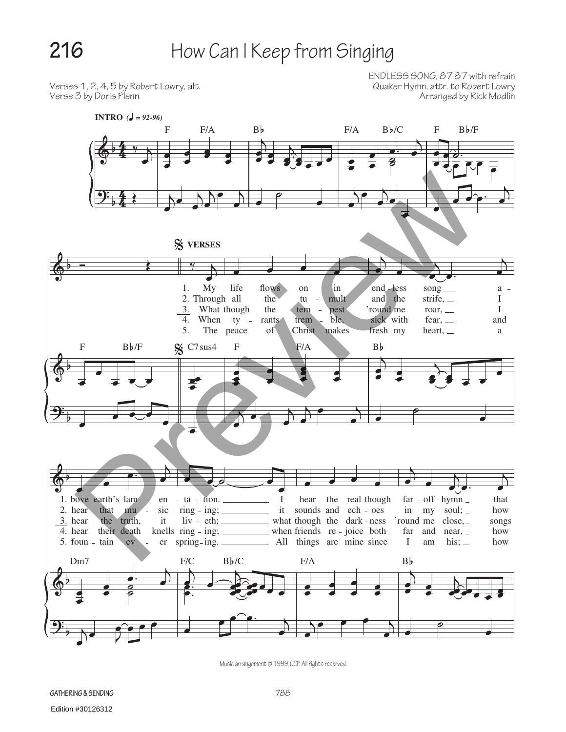# 216 How Can I Keep from Singing

Verses 1, 2, 4, 5 by Robert Lowry, alt.
Verse 3 by Doris Plenn

ENDLESS SONG, 87 87 with refrain
Quaker Hymn, attr. to Robert Lowry
Arranged by Rick Modlin

**INTRO** (♩ = 92-96)

F F/A B♭ F/A B♭/C F B♭/F

**VERSES**

F B♭/F C7sus4 F F/A B♭

1. My life flows on in end - less song a - bove earth's lam - en - ta - tion. I hear the real though far - off hymn that
2. Through all the tu - mult and the strife, I hear that mu - sic ring - ing; it sounds and ech - oes in my soul; how
3. What though the tem - pest 'round me roar, I hear the truth, it liv - eth; what though the dark - ness 'round me close, songs
4. When ty - rants trem - ble, sick with fear, and hear their death knells ring - ing; when friends re - joice both far and near, how
5. The peace of Christ makes fresh my heart, a foun - tain ev - er spring - ing. All things are mine since I am his; how

Dm7 F/C B♭/C F/A B♭

Music arrangement © 1999, OCP. All rights reserved.

GATHERING & SENDING

Edition #30126312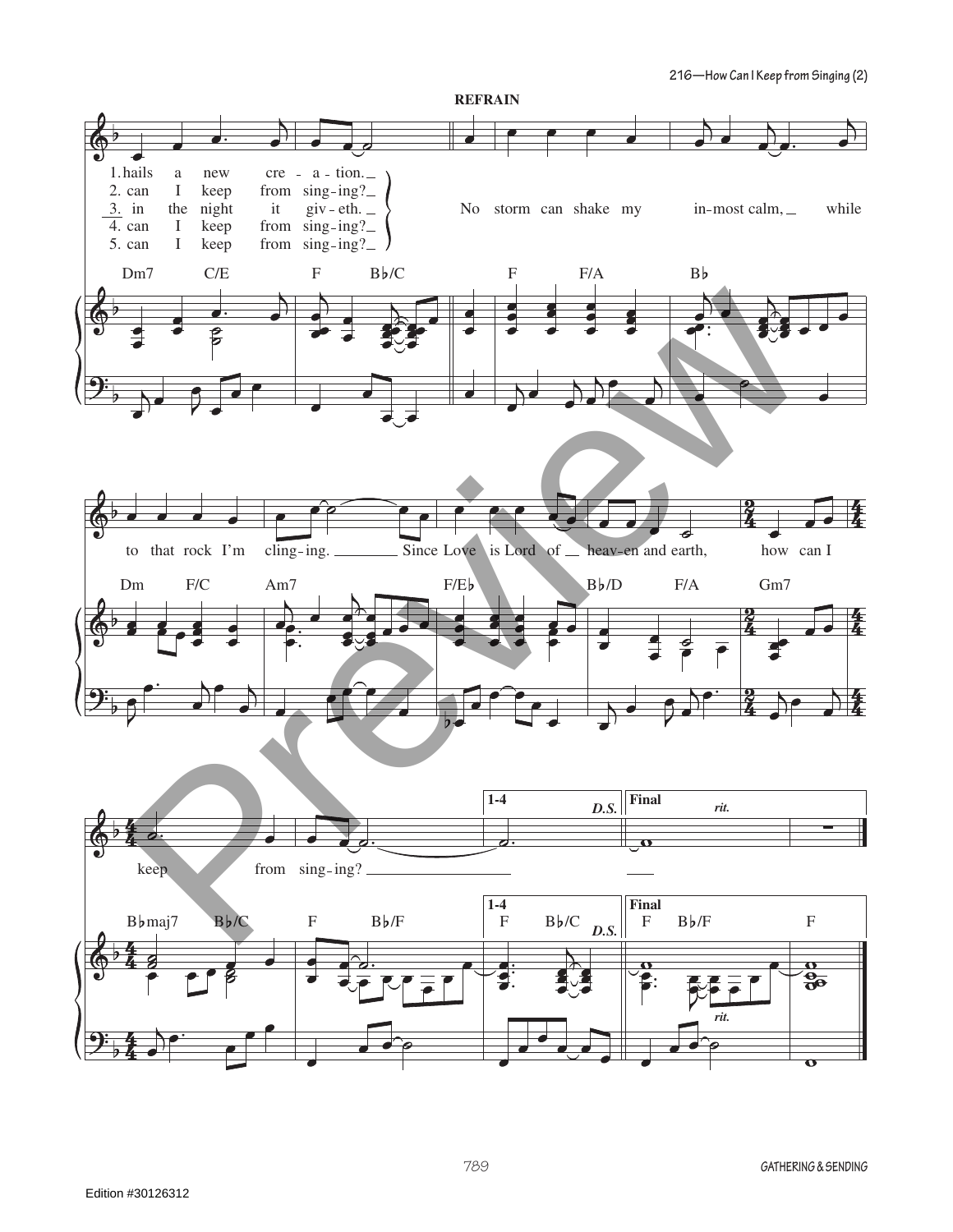**REFRAIN**

1. hails a new cre - a - tion.
2. can I keep from sing - ing?
3. in the night it giv - eth.
4. can I keep from sing - ing?
5. can I keep from sing - ing?

No storm can shake my in - most calm, while to that rock I'm cling - ing. Since Love is Lord of heav - en and earth, how can I keep from sing - ing?

Dm7 C/E F B♭/C F F/A B♭

Dm F/C Am7 F/E♭ B♭/D F/A Gm7

B♭maj7 B♭/C F B♭/F

1-4: F B♭/C *D.S.*

Final: F B♭/F F *rit.*